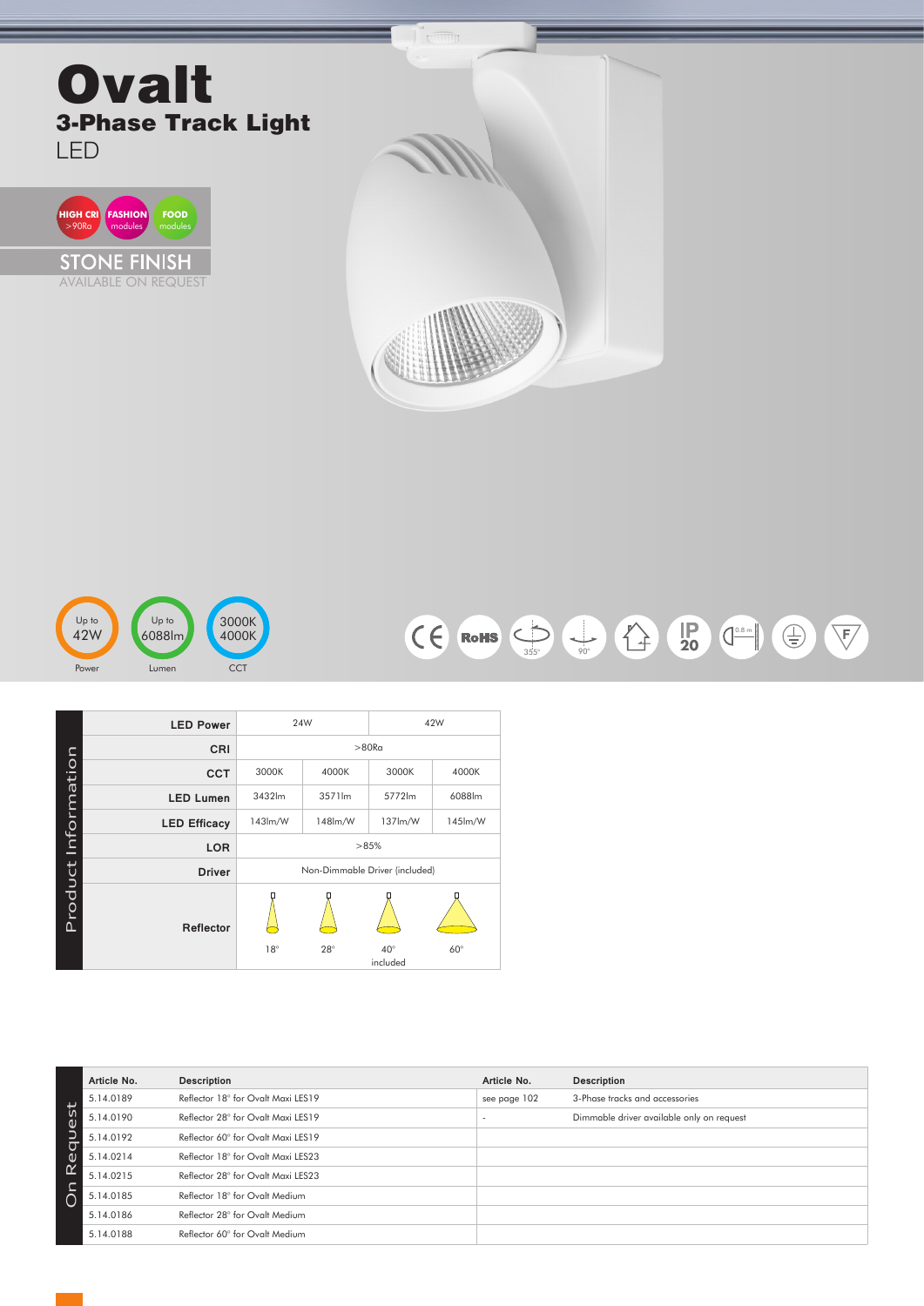# Ovalt

## 3-Phase Track Light

LED

HIGH CRI >90Ra | FASHION modules | FOOD modules

STONE FINISH
AVAILABLE ON REQUEST

Up to 42W — Power | Up to 6088lm — Lumen | 3000K 4000K — CCT

355° | 90° | IP 20 | 0.8 m

**Product Information**

| | | | | |
|---|---|---|---|---|
| **LED Power** | 24W | | 42W | |
| **CRI** | >80Ra | | | |
| **CCT** | 3000K | 4000K | 3000K | 4000K |
| **LED Lumen** | 3432lm | 3571lm | 5772lm | 6088lm |
| **LED Efficacy** | 143lm/W | 148lm/W | 137lm/W | 145lm/W |
| **LOR** | >85% | | | |
| **Driver** | Non-Dimmable Driver (included) | | | |
| **Reflector** | 18° | 28° | 40° included | 60° |

**On Request**

| Article No. | Description | Article No. | Description |
|---|---|---|---|
| 5.14.0189 | Reflector 18° for Ovalt Maxi LES19 | see page 102 | 3-Phase tracks and accessories |
| 5.14.0190 | Reflector 28° for Ovalt Maxi LES19 | - | Dimmable driver available only on request |
| 5.14.0192 | Reflector 60° for Ovalt Maxi LES19 | | |
| 5.14.0214 | Reflector 18° for Ovalt Maxi LES23 | | |
| 5.14.0215 | Reflector 28° for Ovalt Maxi LES23 | | |
| 5.14.0185 | Reflector 18° for Ovalt Medium | | |
| 5.14.0186 | Reflector 28° for Ovalt Medium | | |
| 5.14.0188 | Reflector 60° for Ovalt Medium | | |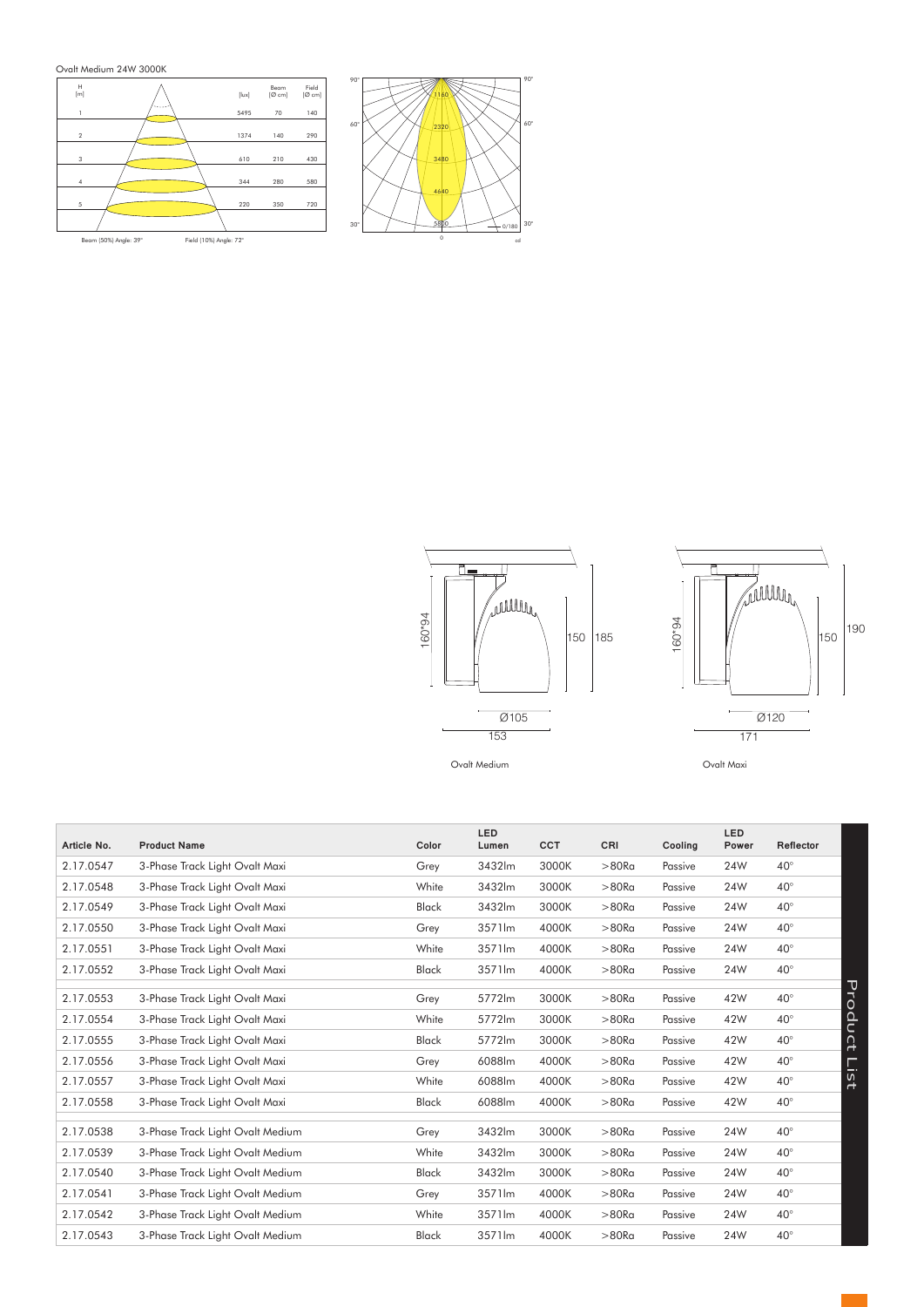Ovalt Medium 24W 3000K

H [m]

[lux]

Beam [Ø cm]

Field [Ø cm]

1

5495

70

140

2

1374

140

290

3

610

210

430

4

344

280

580

5

220

350

720

Beam (50%) Angle: 39°

Field (10%) Angle: 72°

90°

90°

60°

60°

30°

30°

1160

2320

3480

4640

5800

0/180

0

cd

160*94

150

185

Ø105

153

Ovalt Medium

160*94

150

190

Ø120

171

Ovalt Maxi

| Article No. | Product Name | Color | LED Lumen | CCT | CRI | Cooling | LED Power | Reflector |
|---|---|---|---|---|---|---|---|---|
| 2.17.0547 | 3-Phase Track Light Ovalt Maxi | Grey | 3432lm | 3000K | >80Ra | Passive | 24W | 40° |
| 2.17.0548 | 3-Phase Track Light Ovalt Maxi | White | 3432lm | 3000K | >80Ra | Passive | 24W | 40° |
| 2.17.0549 | 3-Phase Track Light Ovalt Maxi | Black | 3432lm | 3000K | >80Ra | Passive | 24W | 40° |
| 2.17.0550 | 3-Phase Track Light Ovalt Maxi | Grey | 3571lm | 4000K | >80Ra | Passive | 24W | 40° |
| 2.17.0551 | 3-Phase Track Light Ovalt Maxi | White | 3571lm | 4000K | >80Ra | Passive | 24W | 40° |
| 2.17.0552 | 3-Phase Track Light Ovalt Maxi | Black | 3571lm | 4000K | >80Ra | Passive | 24W | 40° |
| 2.17.0553 | 3-Phase Track Light Ovalt Maxi | Grey | 5772lm | 3000K | >80Ra | Passive | 42W | 40° |
| 2.17.0554 | 3-Phase Track Light Ovalt Maxi | White | 5772lm | 3000K | >80Ra | Passive | 42W | 40° |
| 2.17.0555 | 3-Phase Track Light Ovalt Maxi | Black | 5772lm | 3000K | >80Ra | Passive | 42W | 40° |
| 2.17.0556 | 3-Phase Track Light Ovalt Maxi | Grey | 6088lm | 4000K | >80Ra | Passive | 42W | 40° |
| 2.17.0557 | 3-Phase Track Light Ovalt Maxi | White | 6088lm | 4000K | >80Ra | Passive | 42W | 40° |
| 2.17.0558 | 3-Phase Track Light Ovalt Maxi | Black | 6088lm | 4000K | >80Ra | Passive | 42W | 40° |
| 2.17.0538 | 3-Phase Track Light Ovalt Medium | Grey | 3432lm | 3000K | >80Ra | Passive | 24W | 40° |
| 2.17.0539 | 3-Phase Track Light Ovalt Medium | White | 3432lm | 3000K | >80Ra | Passive | 24W | 40° |
| 2.17.0540 | 3-Phase Track Light Ovalt Medium | Black | 3432lm | 3000K | >80Ra | Passive | 24W | 40° |
| 2.17.0541 | 3-Phase Track Light Ovalt Medium | Grey | 3571lm | 4000K | >80Ra | Passive | 24W | 40° |
| 2.17.0542 | 3-Phase Track Light Ovalt Medium | White | 3571lm | 4000K | >80Ra | Passive | 24W | 40° |
| 2.17.0543 | 3-Phase Track Light Ovalt Medium | Black | 3571lm | 4000K | >80Ra | Passive | 24W | 40° |